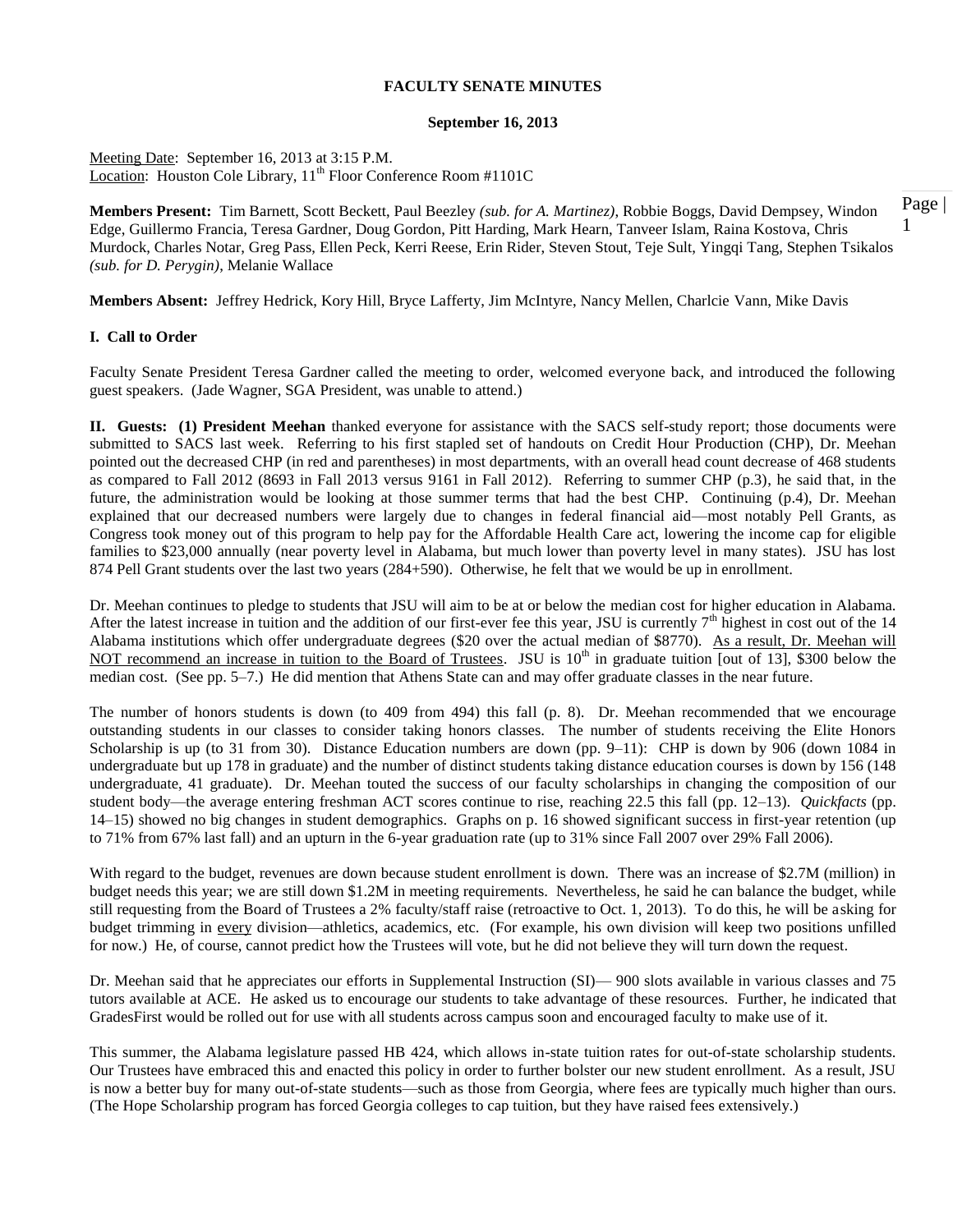**FACULTY SENATE MINUTES**

**September 16, 2013**

Meeting Date: September 16, 2013 at 3:15 P.M.
Location: Houston Cole Library, 11th Floor Conference Room #1101C

**Members Present:** Tim Barnett, Scott Beckett, Paul Beezley *(sub. for A. Martinez)*, Robbie Boggs, David Dempsey, Windon Edge, Guillermo Francia, Teresa Gardner, Doug Gordon, Pitt Harding, Mark Hearn, Tanveer Islam, Raina Kostova, Chris Murdock, Charles Notar, Greg Pass, Ellen Peck, Kerri Reese, Erin Rider, Steven Stout, Teje Sult, Yingqi Tang, Stephen Tsikalos *(sub. for D. Perygin)*, Melanie Wallace

**Members Absent:** Jeffrey Hedrick, Kory Hill, Bryce Lafferty, Jim McIntyre, Nancy Mellen, Charlcie Vann, Mike Davis

**I. Call to Order**

Faculty Senate President Teresa Gardner called the meeting to order, welcomed everyone back, and introduced the following guest speakers. (Jade Wagner, SGA President, was unable to attend.)

**II. Guests: (1) President Meehan** thanked everyone for assistance with the SACS self-study report; those documents were submitted to SACS last week. Referring to his first stapled set of handouts on Credit Hour Production (CHP), Dr. Meehan pointed out the decreased CHP (in red and parentheses) in most departments, with an overall head count decrease of 468 students as compared to Fall 2012 (8693 in Fall 2013 versus 9161 in Fall 2012). Referring to summer CHP (p.3), he said that, in the future, the administration would be looking at those summer terms that had the best CHP. Continuing (p.4), Dr. Meehan explained that our decreased numbers were largely due to changes in federal financial aid—most notably Pell Grants, as Congress took money out of this program to help pay for the Affordable Health Care act, lowering the income cap for eligible families to $23,000 annually (near poverty level in Alabama, but much lower than poverty level in many states). JSU has lost 874 Pell Grant students over the last two years (284+590). Otherwise, he felt that we would be up in enrollment.

Dr. Meehan continues to pledge to students that JSU will aim to be at or below the median cost for higher education in Alabama. After the latest increase in tuition and the addition of our first-ever fee this year, JSU is currently 7th highest in cost out of the 14 Alabama institutions which offer undergraduate degrees ($20 over the actual median of $8770). <u>As a result, Dr. Meehan will NOT recommend an increase in tuition to the Board of Trustees</u>. JSU is 10th in graduate tuition [out of 13], $300 below the median cost. (See pp. 5–7.) He did mention that Athens State can and may offer graduate classes in the near future.

The number of honors students is down (to 409 from 494) this fall (p. 8). Dr. Meehan recommended that we encourage outstanding students in our classes to consider taking honors classes. The number of students receiving the Elite Honors Scholarship is up (to 31 from 30). Distance Education numbers are down (pp. 9–11): CHP is down by 906 (down 1084 in undergraduate but up 178 in graduate) and the number of distinct students taking distance education courses is down by 156 (148 undergraduate, 41 graduate). Dr. Meehan touted the success of our faculty scholarships in changing the composition of our student body—the average entering freshman ACT scores continue to rise, reaching 22.5 this fall (pp. 12–13). *Quickfacts* (pp. 14–15) showed no big changes in student demographics. Graphs on p. 16 showed significant success in first-year retention (up to 71% from 67% last fall) and an upturn in the 6-year graduation rate (up to 31% since Fall 2007 over 29% Fall 2006).

With regard to the budget, revenues are down because student enrollment is down. There was an increase of $2.7M (million) in budget needs this year; we are still down $1.2M in meeting requirements. Nevertheless, he said he can balance the budget, while still requesting from the Board of Trustees a 2% faculty/staff raise (retroactive to Oct. 1, 2013). To do this, he will be asking for budget trimming in <u>every</u> division—athletics, academics, etc. (For example, his own division will keep two positions unfilled for now.) He, of course, cannot predict how the Trustees will vote, but he did not believe they will turn down the request.

Dr. Meehan said that he appreciates our efforts in Supplemental Instruction (SI)— 900 slots available in various classes and 75 tutors available at ACE. He asked us to encourage our students to take advantage of these resources. Further, he indicated that GradesFirst would be rolled out for use with all students across campus soon and encouraged faculty to make use of it.

This summer, the Alabama legislature passed HB 424, which allows in-state tuition rates for out-of-state scholarship students. Our Trustees have embraced this and enacted this policy in order to further bolster our new student enrollment. As a result, JSU is now a better buy for many out-of-state students—such as those from Georgia, where fees are typically much higher than ours. (The Hope Scholarship program has forced Georgia colleges to cap tuition, but they have raised fees extensively.)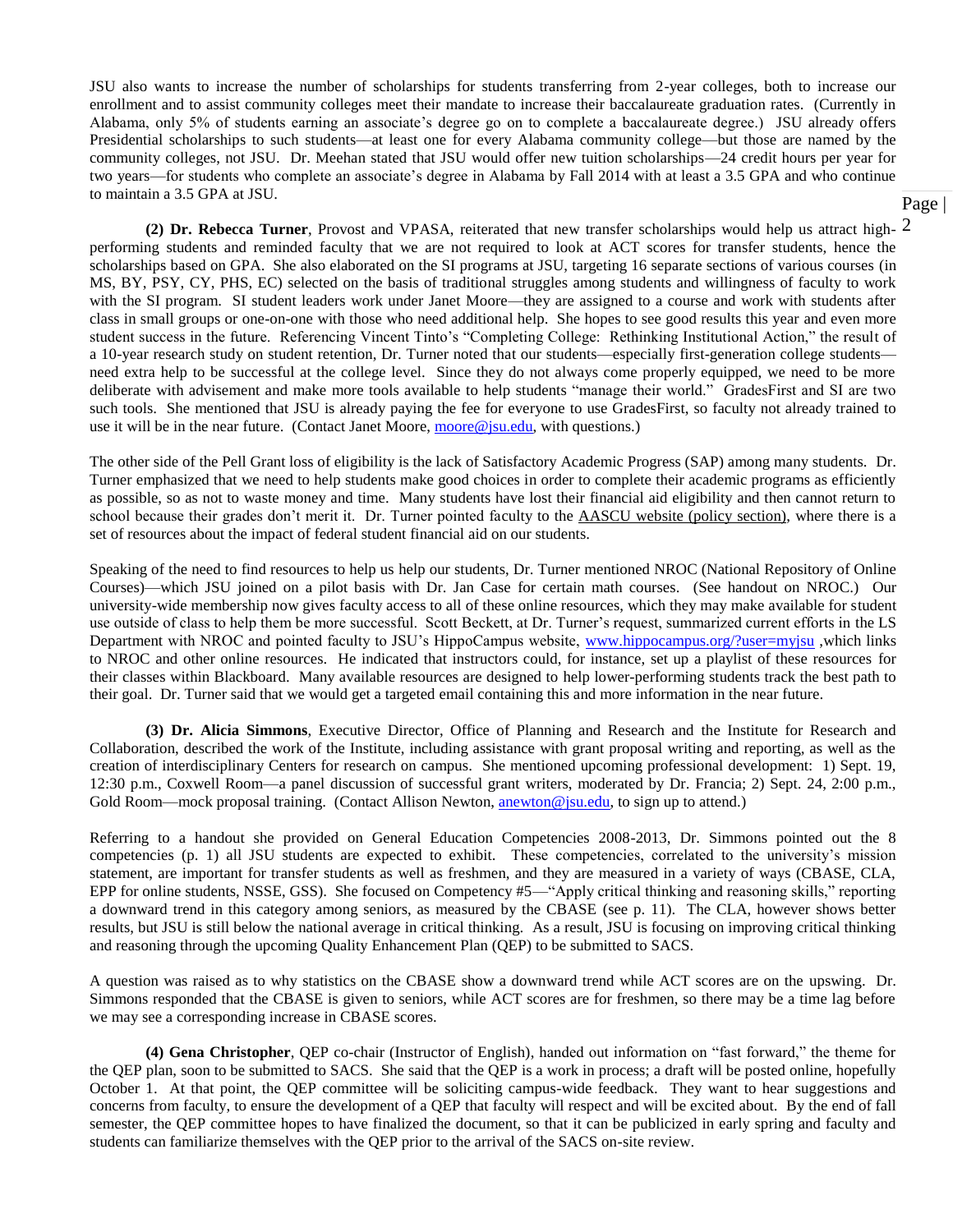JSU also wants to increase the number of scholarships for students transferring from 2-year colleges, both to increase our enrollment and to assist community colleges meet their mandate to increase their baccalaureate graduation rates. (Currently in Alabama, only 5% of students earning an associate's degree go on to complete a baccalaureate degree.) JSU already offers Presidential scholarships to such students—at least one for every Alabama community college—but those are named by the community colleges, not JSU. Dr. Meehan stated that JSU would offer new tuition scholarships—24 credit hours per year for two years—for students who complete an associate's degree in Alabama by Fall 2014 with at least a 3.5 GPA and who continue to maintain a 3.5 GPA at JSU.

**(2) Dr. Rebecca Turner**, Provost and VPASA, reiterated that new transfer scholarships would help us attract high-performing students and reminded faculty that we are not required to look at ACT scores for transfer students, hence the scholarships based on GPA. She also elaborated on the SI programs at JSU, targeting 16 separate sections of various courses (in MS, BY, PSY, CY, PHS, EC) selected on the basis of traditional struggles among students and willingness of faculty to work with the SI program. SI student leaders work under Janet Moore—they are assigned to a course and work with students after class in small groups or one-on-one with those who need additional help. She hopes to see good results this year and even more student success in the future. Referencing Vincent Tinto's "Completing College: Rethinking Institutional Action," the result of a 10-year research study on student retention, Dr. Turner noted that our students—especially first-generation college students—need extra help to be successful at the college level. Since they do not always come properly equipped, we need to be more deliberate with advisement and make more tools available to help students "manage their world." GradesFirst and SI are two such tools. She mentioned that JSU is already paying the fee for everyone to use GradesFirst, so faculty not already trained to use it will be in the near future. (Contact Janet Moore, moore@jsu.edu, with questions.)

The other side of the Pell Grant loss of eligibility is the lack of Satisfactory Academic Progress (SAP) among many students. Dr. Turner emphasized that we need to help students make good choices in order to complete their academic programs as efficiently as possible, so as not to waste money and time. Many students have lost their financial aid eligibility and then cannot return to school because their grades don't merit it. Dr. Turner pointed faculty to the AASCU website (policy section), where there is a set of resources about the impact of federal student financial aid on our students.

Speaking of the need to find resources to help us help our students, Dr. Turner mentioned NROC (National Repository of Online Courses)—which JSU joined on a pilot basis with Dr. Jan Case for certain math courses. (See handout on NROC.) Our university-wide membership now gives faculty access to all of these online resources, which they may make available for student use outside of class to help them be more successful. Scott Beckett, at Dr. Turner's request, summarized current efforts in the LS Department with NROC and pointed faculty to JSU's HippoCampus website, www.hippocampus.org/?user=myjsu ,which links to NROC and other online resources. He indicated that instructors could, for instance, set up a playlist of these resources for their classes within Blackboard. Many available resources are designed to help lower-performing students track the best path to their goal. Dr. Turner said that we would get a targeted email containing this and more information in the near future.

**(3) Dr. Alicia Simmons**, Executive Director, Office of Planning and Research and the Institute for Research and Collaboration, described the work of the Institute, including assistance with grant proposal writing and reporting, as well as the creation of interdisciplinary Centers for research on campus. She mentioned upcoming professional development: 1) Sept. 19, 12:30 p.m., Coxwell Room—a panel discussion of successful grant writers, moderated by Dr. Francia; 2) Sept. 24, 2:00 p.m., Gold Room—mock proposal training. (Contact Allison Newton, anewton@jsu.edu, to sign up to attend.)

Referring to a handout she provided on General Education Competencies 2008-2013, Dr. Simmons pointed out the 8 competencies (p. 1) all JSU students are expected to exhibit. These competencies, correlated to the university's mission statement, are important for transfer students as well as freshmen, and they are measured in a variety of ways (CBASE, CLA, EPP for online students, NSSE, GSS). She focused on Competency #5—"Apply critical thinking and reasoning skills," reporting a downward trend in this category among seniors, as measured by the CBASE (see p. 11). The CLA, however shows better results, but JSU is still below the national average in critical thinking. As a result, JSU is focusing on improving critical thinking and reasoning through the upcoming Quality Enhancement Plan (QEP) to be submitted to SACS.

A question was raised as to why statistics on the CBASE show a downward trend while ACT scores are on the upswing. Dr. Simmons responded that the CBASE is given to seniors, while ACT scores are for freshmen, so there may be a time lag before we may see a corresponding increase in CBASE scores.

**(4) Gena Christopher**, QEP co-chair (Instructor of English), handed out information on "fast forward," the theme for the QEP plan, soon to be submitted to SACS. She said that the QEP is a work in process; a draft will be posted online, hopefully October 1. At that point, the QEP committee will be soliciting campus-wide feedback. They want to hear suggestions and concerns from faculty, to ensure the development of a QEP that faculty will respect and will be excited about. By the end of fall semester, the QEP committee hopes to have finalized the document, so that it can be publicized in early spring and faculty and students can familiarize themselves with the QEP prior to the arrival of the SACS on-site review.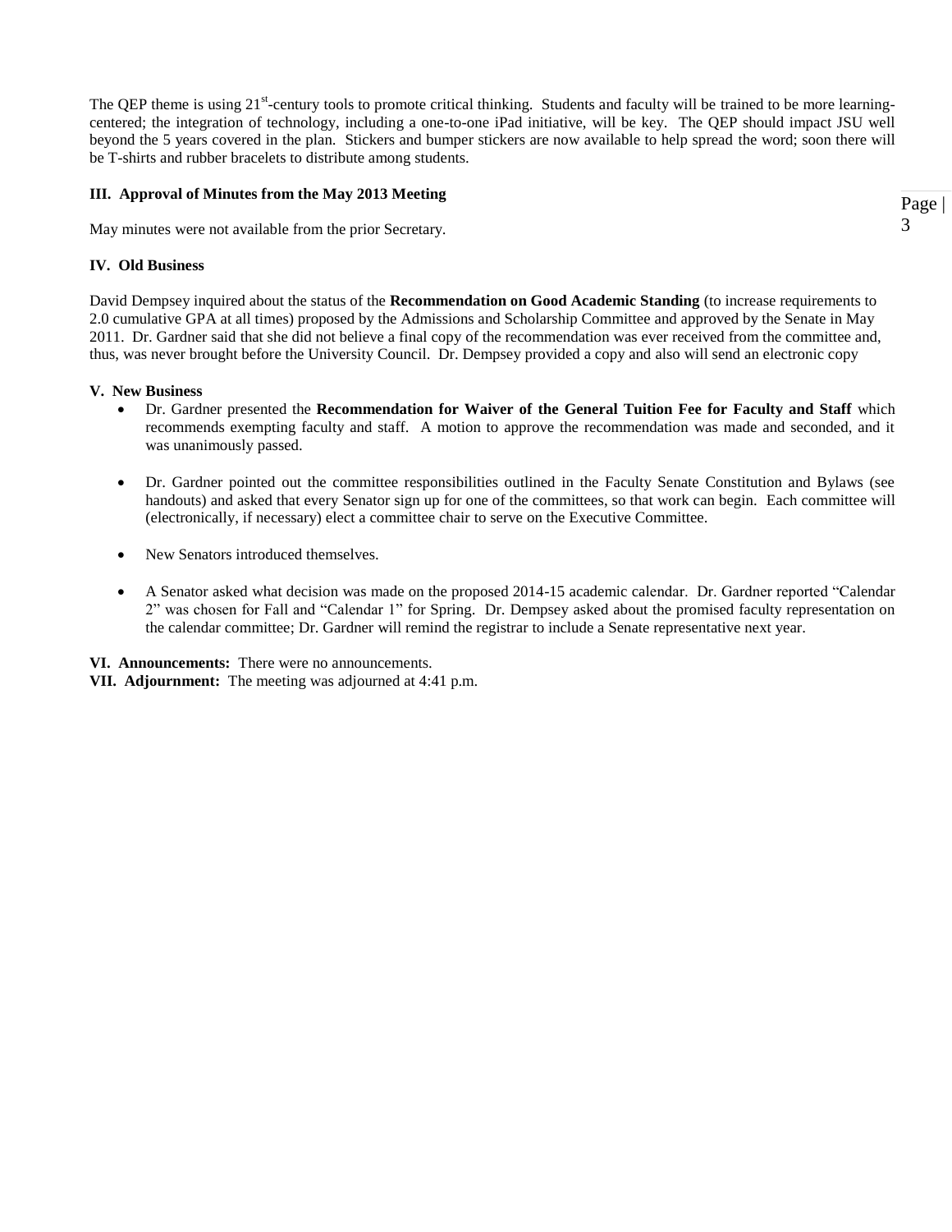The QEP theme is using 21st-century tools to promote critical thinking. Students and faculty will be trained to be more learning-centered; the integration of technology, including a one-to-one iPad initiative, will be key. The QEP should impact JSU well beyond the 5 years covered in the plan. Stickers and bumper stickers are now available to help spread the word; soon there will be T-shirts and rubber bracelets to distribute among students.

**III. Approval of Minutes from the May 2013 Meeting**

May minutes were not available from the prior Secretary.

**IV. Old Business**

David Dempsey inquired about the status of the **Recommendation on Good Academic Standing** (to increase requirements to 2.0 cumulative GPA at all times) proposed by the Admissions and Scholarship Committee and approved by the Senate in May 2011. Dr. Gardner said that she did not believe a final copy of the recommendation was ever received from the committee and, thus, was never brought before the University Council. Dr. Dempsey provided a copy and also will send an electronic copy

**V. New Business**

- Dr. Gardner presented the **Recommendation for Waiver of the General Tuition Fee for Faculty and Staff** which recommends exempting faculty and staff. A motion to approve the recommendation was made and seconded, and it was unanimously passed.

- Dr. Gardner pointed out the committee responsibilities outlined in the Faculty Senate Constitution and Bylaws (see handouts) and asked that every Senator sign up for one of the committees, so that work can begin. Each committee will (electronically, if necessary) elect a committee chair to serve on the Executive Committee.

- New Senators introduced themselves.

- A Senator asked what decision was made on the proposed 2014-15 academic calendar. Dr. Gardner reported "Calendar 2" was chosen for Fall and "Calendar 1" for Spring. Dr. Dempsey asked about the promised faculty representation on the calendar committee; Dr. Gardner will remind the registrar to include a Senate representative next year.

**VI. Announcements:** There were no announcements.

**VII. Adjournment:** The meeting was adjourned at 4:41 p.m.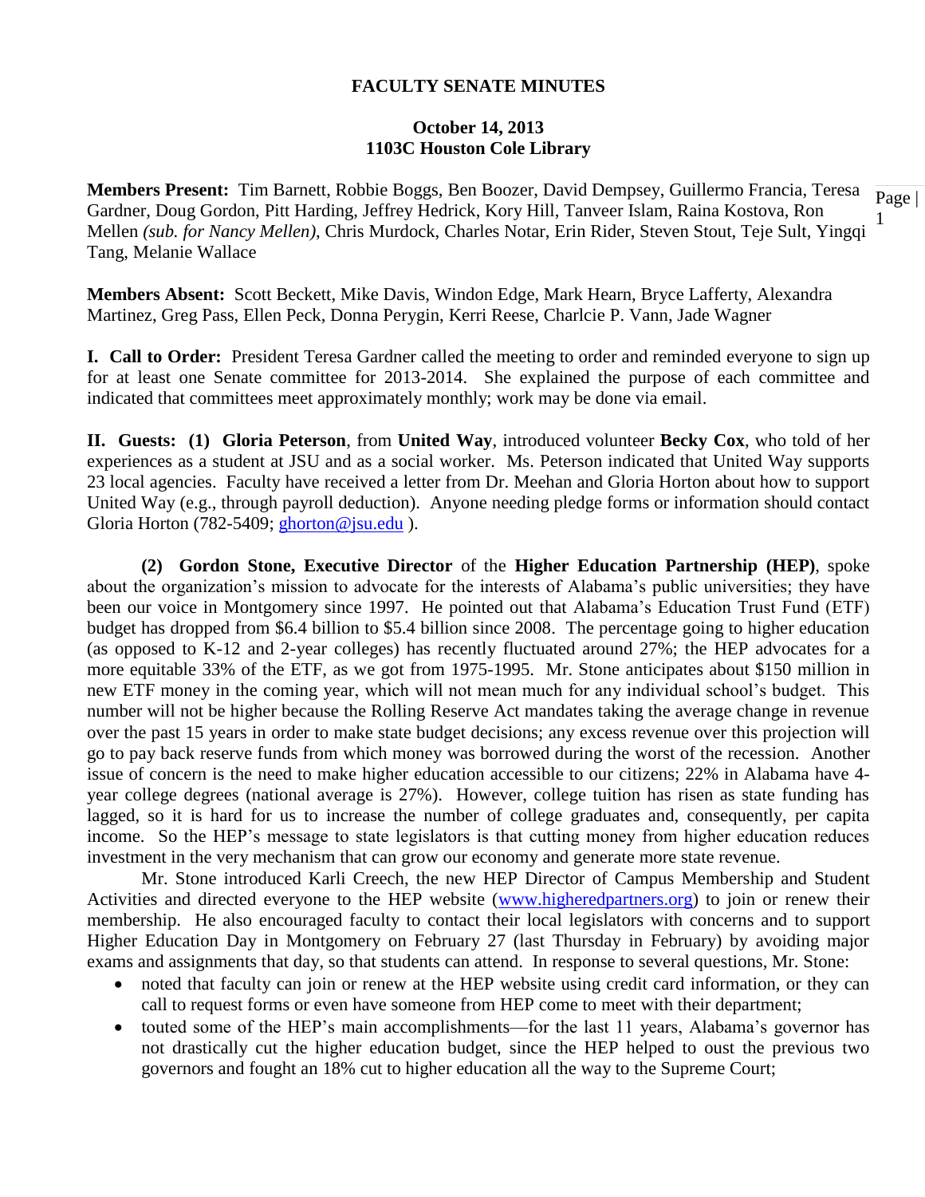# FACULTY SENATE MINUTES

**October 14, 2013**
**1103C Houston Cole Library**

**Members Present:** Tim Barnett, Robbie Boggs, Ben Boozer, David Dempsey, Guillermo Francia, Teresa Gardner, Doug Gordon, Pitt Harding, Jeffrey Hedrick, Kory Hill, Tanveer Islam, Raina Kostova, Ron Mellen *(sub. for Nancy Mellen)*, Chris Murdock, Charles Notar, Erin Rider, Steven Stout, Teje Sult, Yingqi Tang, Melanie Wallace

**Members Absent:** Scott Beckett, Mike Davis, Windon Edge, Mark Hearn, Bryce Lafferty, Alexandra Martinez, Greg Pass, Ellen Peck, Donna Perygin, Kerri Reese, Charlcie P. Vann, Jade Wagner

**I. Call to Order:** President Teresa Gardner called the meeting to order and reminded everyone to sign up for at least one Senate committee for 2013-2014. She explained the purpose of each committee and indicated that committees meet approximately monthly; work may be done via email.

**II. Guests: (1) Gloria Peterson**, from **United Way**, introduced volunteer **Becky Cox**, who told of her experiences as a student at JSU and as a social worker. Ms. Peterson indicated that United Way supports 23 local agencies. Faculty have received a letter from Dr. Meehan and Gloria Horton about how to support United Way (e.g., through payroll deduction). Anyone needing pledge forms or information should contact Gloria Horton (782-5409; ghorton@jsu.edu ).

**(2) Gordon Stone, Executive Director** of the **Higher Education Partnership (HEP)**, spoke about the organization's mission to advocate for the interests of Alabama's public universities; they have been our voice in Montgomery since 1997. He pointed out that Alabama's Education Trust Fund (ETF) budget has dropped from $6.4 billion to $5.4 billion since 2008. The percentage going to higher education (as opposed to K-12 and 2-year colleges) has recently fluctuated around 27%; the HEP advocates for a more equitable 33% of the ETF, as we got from 1975-1995. Mr. Stone anticipates about $150 million in new ETF money in the coming year, which will not mean much for any individual school's budget. This number will not be higher because the Rolling Reserve Act mandates taking the average change in revenue over the past 15 years in order to make state budget decisions; any excess revenue over this projection will go to pay back reserve funds from which money was borrowed during the worst of the recession. Another issue of concern is the need to make higher education accessible to our citizens; 22% in Alabama have 4-year college degrees (national average is 27%). However, college tuition has risen as state funding has lagged, so it is hard for us to increase the number of college graduates and, consequently, per capita income. So the HEP's message to state legislators is that cutting money from higher education reduces investment in the very mechanism that can grow our economy and generate more state revenue.

Mr. Stone introduced Karli Creech, the new HEP Director of Campus Membership and Student Activities and directed everyone to the HEP website (www.higheredpartners.org) to join or renew their membership. He also encouraged faculty to contact their local legislators with concerns and to support Higher Education Day in Montgomery on February 27 (last Thursday in February) by avoiding major exams and assignments that day, so that students can attend. In response to several questions, Mr. Stone:

- noted that faculty can join or renew at the HEP website using credit card information, or they can call to request forms or even have someone from HEP come to meet with their department;
- touted some of the HEP's main accomplishments—for the last 11 years, Alabama's governor has not drastically cut the higher education budget, since the HEP helped to oust the previous two governors and fought an 18% cut to higher education all the way to the Supreme Court;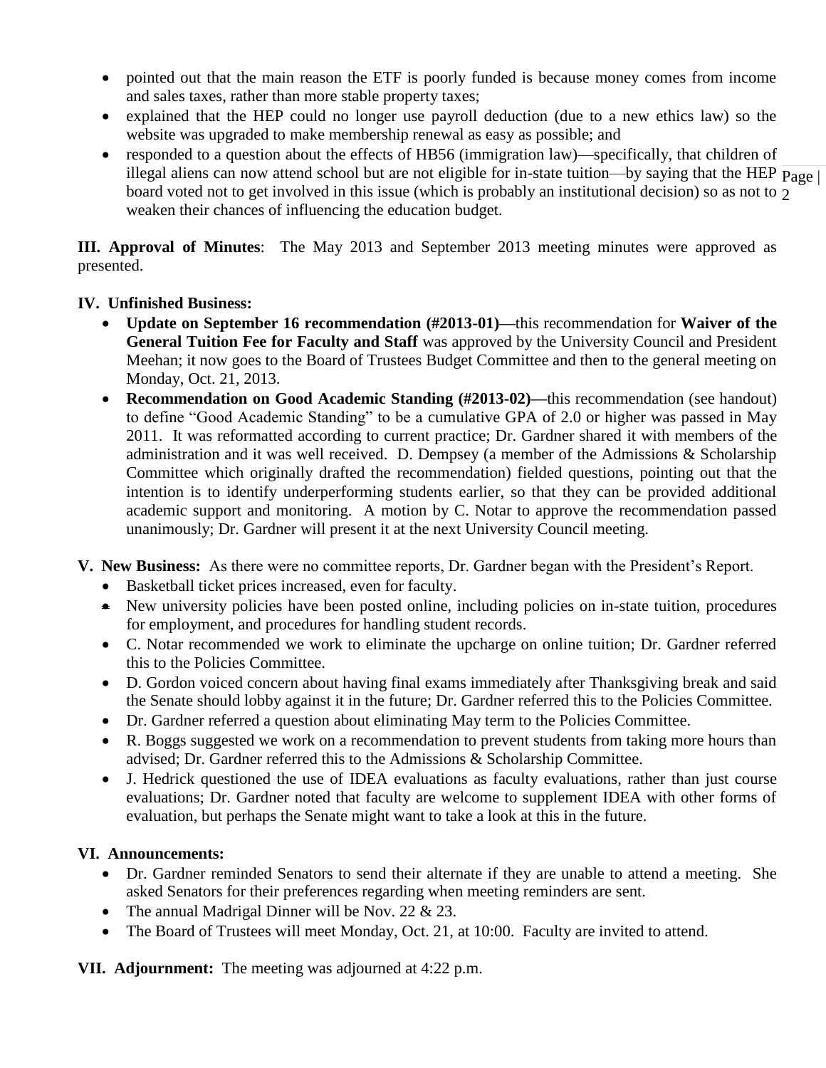- pointed out that the main reason the ETF is poorly funded is because money comes from income and sales taxes, rather than more stable property taxes;
- explained that the HEP could no longer use payroll deduction (due to a new ethics law) so the website was upgraded to make membership renewal as easy as possible; and
- responded to a question about the effects of HB56 (immigration law)—specifically, that children of illegal aliens can now attend school but are not eligible for in-state tuition—by saying that the HEP board voted not to get involved in this issue (which is probably an institutional decision) so as not to weaken their chances of influencing the education budget.

**III. Approval of Minutes**: The May 2013 and September 2013 meeting minutes were approved as presented.

**IV. Unfinished Business:**

- **Update on September 16 recommendation (#2013-01)—**this recommendation for **Waiver of the General Tuition Fee for Faculty and Staff** was approved by the University Council and President Meehan; it now goes to the Board of Trustees Budget Committee and then to the general meeting on Monday, Oct. 21, 2013.
- **Recommendation on Good Academic Standing (#2013-02)—**this recommendation (see handout) to define "Good Academic Standing" to be a cumulative GPA of 2.0 or higher was passed in May 2011. It was reformatted according to current practice; Dr. Gardner shared it with members of the administration and it was well received. D. Dempsey (a member of the Admissions & Scholarship Committee which originally drafted the recommendation) fielded questions, pointing out that the intention is to identify underperforming students earlier, so that they can be provided additional academic support and monitoring. A motion by C. Notar to approve the recommendation passed unanimously; Dr. Gardner will present it at the next University Council meeting.

**V. New Business:** As there were no committee reports, Dr. Gardner began with the President's Report.

- Basketball ticket prices increased, even for faculty.
- New university policies have been posted online, including policies on in-state tuition, procedures for employment, and procedures for handling student records.
- C. Notar recommended we work to eliminate the upcharge on online tuition; Dr. Gardner referred this to the Policies Committee.
- D. Gordon voiced concern about having final exams immediately after Thanksgiving break and said the Senate should lobby against it in the future; Dr. Gardner referred this to the Policies Committee.
- Dr. Gardner referred a question about eliminating May term to the Policies Committee.
- R. Boggs suggested we work on a recommendation to prevent students from taking more hours than advised; Dr. Gardner referred this to the Admissions & Scholarship Committee.
- J. Hedrick questioned the use of IDEA evaluations as faculty evaluations, rather than just course evaluations; Dr. Gardner noted that faculty are welcome to supplement IDEA with other forms of evaluation, but perhaps the Senate might want to take a look at this in the future.

**VI. Announcements:**

- Dr. Gardner reminded Senators to send their alternate if they are unable to attend a meeting. She asked Senators for their preferences regarding when meeting reminders are sent.
- The annual Madrigal Dinner will be Nov. 22 & 23.
- The Board of Trustees will meet Monday, Oct. 21, at 10:00. Faculty are invited to attend.

**VII. Adjournment:** The meeting was adjourned at 4:22 p.m.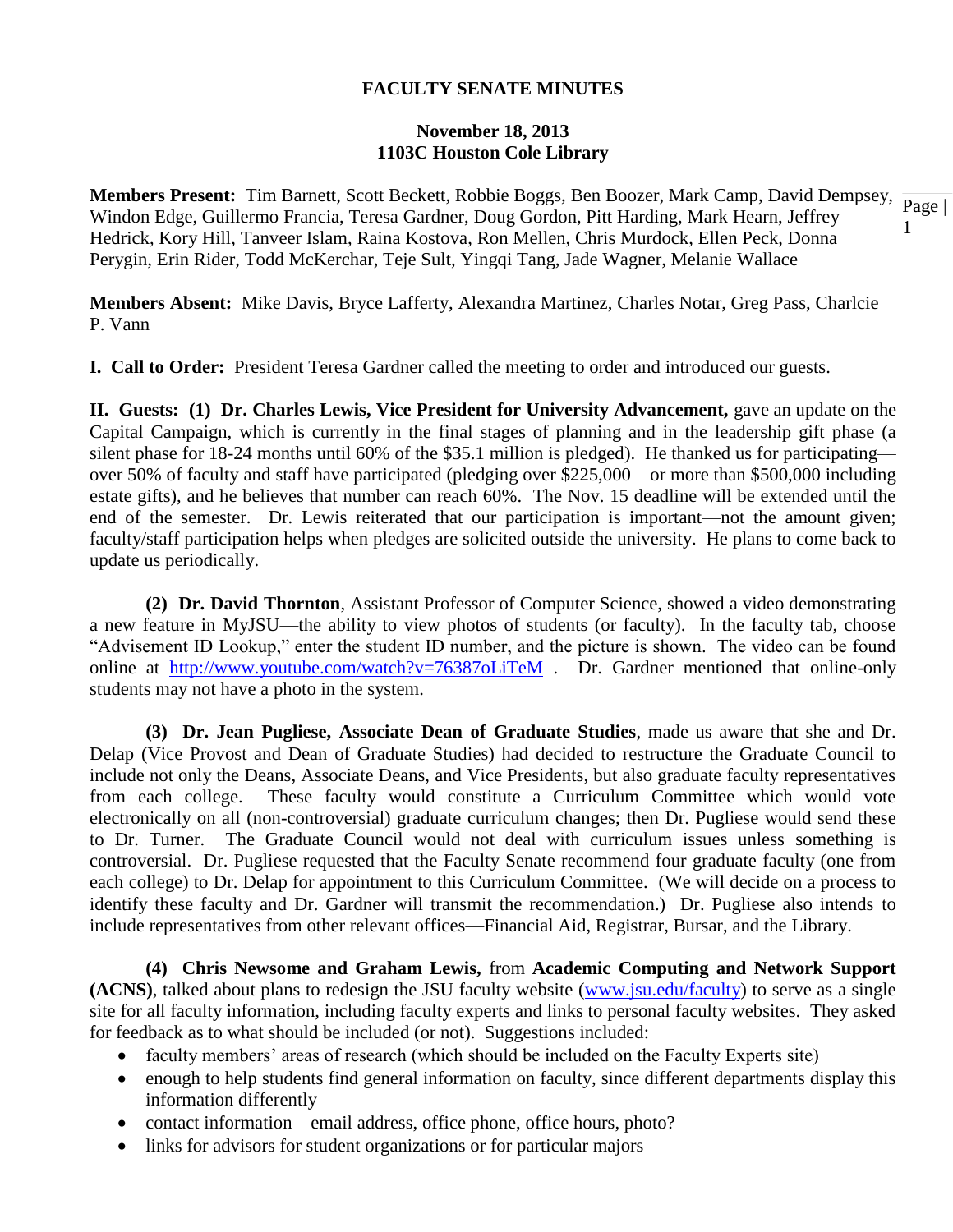# FACULTY SENATE MINUTES

**November 18, 2013**
**1103C Houston Cole Library**

**Members Present:** Tim Barnett, Scott Beckett, Robbie Boggs, Ben Boozer, Mark Camp, David Dempsey, Windon Edge, Guillermo Francia, Teresa Gardner, Doug Gordon, Pitt Harding, Mark Hearn, Jeffrey Hedrick, Kory Hill, Tanveer Islam, Raina Kostova, Ron Mellen, Chris Murdock, Ellen Peck, Donna Perygin, Erin Rider, Todd McKerchar, Teje Sult, Yingqi Tang, Jade Wagner, Melanie Wallace

**Members Absent:** Mike Davis, Bryce Lafferty, Alexandra Martinez, Charles Notar, Greg Pass, Charlcie P. Vann

**I. Call to Order:** President Teresa Gardner called the meeting to order and introduced our guests.

**II. Guests: (1) Dr. Charles Lewis, Vice President for University Advancement,** gave an update on the Capital Campaign, which is currently in the final stages of planning and in the leadership gift phase (a silent phase for 18-24 months until 60% of the $35.1 million is pledged). He thanked us for participating—over 50% of faculty and staff have participated (pledging over $225,000—or more than $500,000 including estate gifts), and he believes that number can reach 60%. The Nov. 15 deadline will be extended until the end of the semester. Dr. Lewis reiterated that our participation is important—not the amount given; faculty/staff participation helps when pledges are solicited outside the university. He plans to come back to update us periodically.

**(2) Dr. David Thornton**, Assistant Professor of Computer Science, showed a video demonstrating a new feature in MyJSU—the ability to view photos of students (or faculty). In the faculty tab, choose "Advisement ID Lookup," enter the student ID number, and the picture is shown. The video can be found online at http://www.youtube.com/watch?v=76387oLiTeM . Dr. Gardner mentioned that online-only students may not have a photo in the system.

**(3) Dr. Jean Pugliese, Associate Dean of Graduate Studies**, made us aware that she and Dr. Delap (Vice Provost and Dean of Graduate Studies) had decided to restructure the Graduate Council to include not only the Deans, Associate Deans, and Vice Presidents, but also graduate faculty representatives from each college. These faculty would constitute a Curriculum Committee which would vote electronically on all (non-controversial) graduate curriculum changes; then Dr. Pugliese would send these to Dr. Turner. The Graduate Council would not deal with curriculum issues unless something is controversial. Dr. Pugliese requested that the Faculty Senate recommend four graduate faculty (one from each college) to Dr. Delap for appointment to this Curriculum Committee. (We will decide on a process to identify these faculty and Dr. Gardner will transmit the recommendation.) Dr. Pugliese also intends to include representatives from other relevant offices—Financial Aid, Registrar, Bursar, and the Library.

**(4) Chris Newsome and Graham Lewis,** from **Academic Computing and Network Support (ACNS)**, talked about plans to redesign the JSU faculty website (www.jsu.edu/faculty) to serve as a single site for all faculty information, including faculty experts and links to personal faculty websites. They asked for feedback as to what should be included (or not). Suggestions included:

- faculty members' areas of research (which should be included on the Faculty Experts site)
- enough to help students find general information on faculty, since different departments display this information differently
- contact information—email address, office phone, office hours, photo?
- links for advisors for student organizations or for particular majors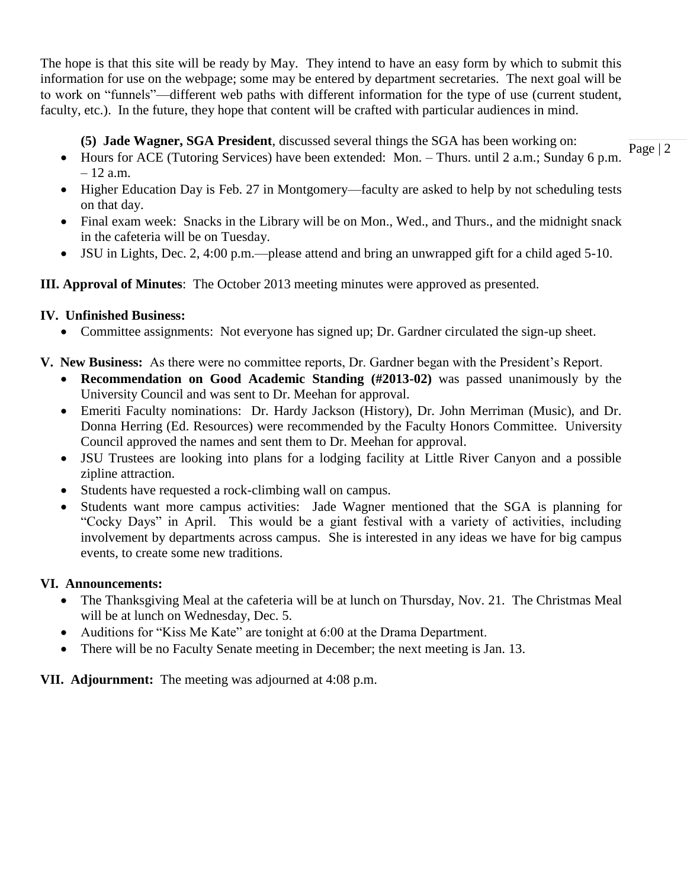The hope is that this site will be ready by May. They intend to have an easy form by which to submit this information for use on the webpage; some may be entered by department secretaries. The next goal will be to work on "funnels"—different web paths with different information for the type of use (current student, faculty, etc.). In the future, they hope that content will be crafted with particular audiences in mind.

**(5) Jade Wagner, SGA President**, discussed several things the SGA has been working on:

- Hours for ACE (Tutoring Services) have been extended: Mon. – Thurs. until 2 a.m.; Sunday 6 p.m. – 12 a.m.
- Higher Education Day is Feb. 27 in Montgomery—faculty are asked to help by not scheduling tests on that day.
- Final exam week: Snacks in the Library will be on Mon., Wed., and Thurs., and the midnight snack in the cafeteria will be on Tuesday.
- JSU in Lights, Dec. 2, 4:00 p.m.—please attend and bring an unwrapped gift for a child aged 5-10.

**III. Approval of Minutes**: The October 2013 meeting minutes were approved as presented.

**IV. Unfinished Business:**

- Committee assignments: Not everyone has signed up; Dr. Gardner circulated the sign-up sheet.

**V. New Business:** As there were no committee reports, Dr. Gardner began with the President's Report.

- **Recommendation on Good Academic Standing (#2013-02)** was passed unanimously by the University Council and was sent to Dr. Meehan for approval.
- Emeriti Faculty nominations: Dr. Hardy Jackson (History), Dr. John Merriman (Music), and Dr. Donna Herring (Ed. Resources) were recommended by the Faculty Honors Committee. University Council approved the names and sent them to Dr. Meehan for approval.
- JSU Trustees are looking into plans for a lodging facility at Little River Canyon and a possible zipline attraction.
- Students have requested a rock-climbing wall on campus.
- Students want more campus activities: Jade Wagner mentioned that the SGA is planning for "Cocky Days" in April. This would be a giant festival with a variety of activities, including involvement by departments across campus. She is interested in any ideas we have for big campus events, to create some new traditions.

**VI. Announcements:**

- The Thanksgiving Meal at the cafeteria will be at lunch on Thursday, Nov. 21. The Christmas Meal will be at lunch on Wednesday, Dec. 5.
- Auditions for "Kiss Me Kate" are tonight at 6:00 at the Drama Department.
- There will be no Faculty Senate meeting in December; the next meeting is Jan. 13.

**VII. Adjournment:** The meeting was adjourned at 4:08 p.m.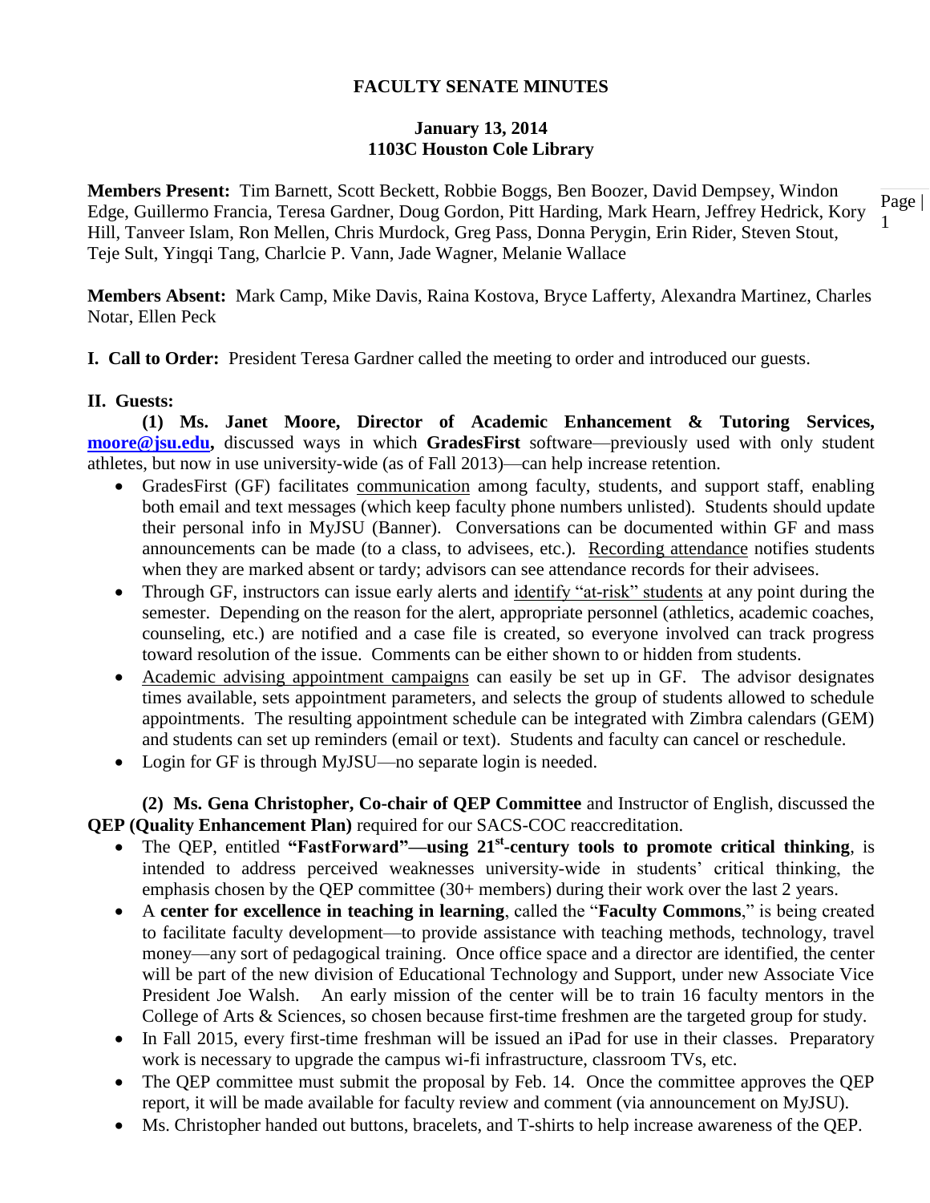# FACULTY SENATE MINUTES

**January 13, 2014**
**1103C Houston Cole Library**

**Members Present:** Tim Barnett, Scott Beckett, Robbie Boggs, Ben Boozer, David Dempsey, Windon Edge, Guillermo Francia, Teresa Gardner, Doug Gordon, Pitt Harding, Mark Hearn, Jeffrey Hedrick, Kory Hill, Tanveer Islam, Ron Mellen, Chris Murdock, Greg Pass, Donna Perygin, Erin Rider, Steven Stout, Teje Sult, Yingqi Tang, Charlcie P. Vann, Jade Wagner, Melanie Wallace

**Members Absent:** Mark Camp, Mike Davis, Raina Kostova, Bryce Lafferty, Alexandra Martinez, Charles Notar, Ellen Peck

**I. Call to Order:** President Teresa Gardner called the meeting to order and introduced our guests.

**II. Guests:**

**(1) Ms. Janet Moore, Director of Academic Enhancement & Tutoring Services, moore@jsu.edu,** discussed ways in which **GradesFirst** software—previously used with only student athletes, but now in use university-wide (as of Fall 2013)—can help increase retention.

- GradesFirst (GF) facilitates communication among faculty, students, and support staff, enabling both email and text messages (which keep faculty phone numbers unlisted). Students should update their personal info in MyJSU (Banner). Conversations can be documented within GF and mass announcements can be made (to a class, to advisees, etc.). Recording attendance notifies students when they are marked absent or tardy; advisors can see attendance records for their advisees.
- Through GF, instructors can issue early alerts and identify "at-risk" students at any point during the semester. Depending on the reason for the alert, appropriate personnel (athletics, academic coaches, counseling, etc.) are notified and a case file is created, so everyone involved can track progress toward resolution of the issue. Comments can be either shown to or hidden from students.
- Academic advising appointment campaigns can easily be set up in GF. The advisor designates times available, sets appointment parameters, and selects the group of students allowed to schedule appointments. The resulting appointment schedule can be integrated with Zimbra calendars (GEM) and students can set up reminders (email or text). Students and faculty can cancel or reschedule.
- Login for GF is through MyJSU—no separate login is needed.

**(2) Ms. Gena Christopher, Co-chair of QEP Committee** and Instructor of English, discussed the **QEP (Quality Enhancement Plan)** required for our SACS-COC reaccreditation.

- The QEP, entitled **"FastForward"—using 21st-century tools to promote critical thinking**, is intended to address perceived weaknesses university-wide in students' critical thinking, the emphasis chosen by the QEP committee (30+ members) during their work over the last 2 years.
- A **center for excellence in teaching in learning**, called the "**Faculty Commons**," is being created to facilitate faculty development—to provide assistance with teaching methods, technology, travel money—any sort of pedagogical training. Once office space and a director are identified, the center will be part of the new division of Educational Technology and Support, under new Associate Vice President Joe Walsh. An early mission of the center will be to train 16 faculty mentors in the College of Arts & Sciences, so chosen because first-time freshmen are the targeted group for study.
- In Fall 2015, every first-time freshman will be issued an iPad for use in their classes. Preparatory work is necessary to upgrade the campus wi-fi infrastructure, classroom TVs, etc.
- The QEP committee must submit the proposal by Feb. 14. Once the committee approves the QEP report, it will be made available for faculty review and comment (via announcement on MyJSU).
- Ms. Christopher handed out buttons, bracelets, and T-shirts to help increase awareness of the QEP.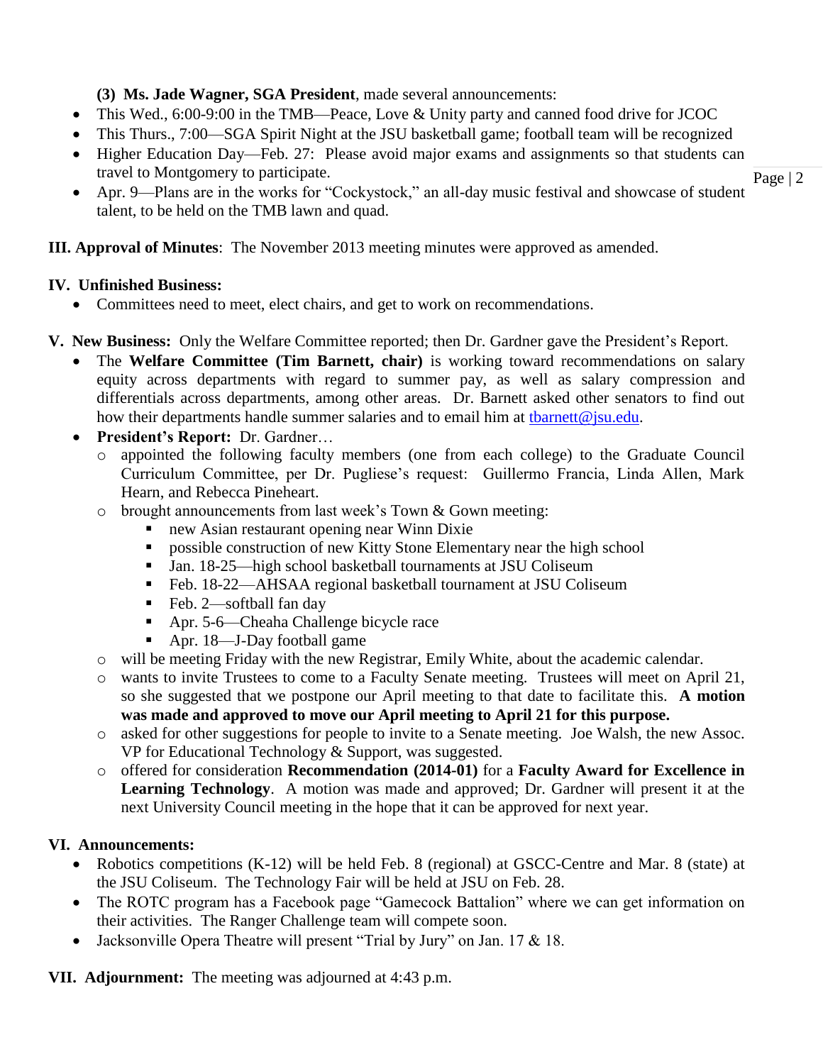**(3) Ms. Jade Wagner, SGA President**, made several announcements:

- This Wed., 6:00-9:00 in the TMB—Peace, Love & Unity party and canned food drive for JCOC
- This Thurs., 7:00—SGA Spirit Night at the JSU basketball game; football team will be recognized
- Higher Education Day—Feb. 27: Please avoid major exams and assignments so that students can travel to Montgomery to participate.
- Apr. 9—Plans are in the works for "Cockystock," an all-day music festival and showcase of student talent, to be held on the TMB lawn and quad.

**III. Approval of Minutes**: The November 2013 meeting minutes were approved as amended.

**IV. Unfinished Business:**

- Committees need to meet, elect chairs, and get to work on recommendations.

**V. New Business:** Only the Welfare Committee reported; then Dr. Gardner gave the President's Report.

- The **Welfare Committee (Tim Barnett, chair)** is working toward recommendations on salary equity across departments with regard to summer pay, as well as salary compression and differentials across departments, among other areas. Dr. Barnett asked other senators to find out how their departments handle summer salaries and to email him at tbarnett@jsu.edu.
- **President's Report:** Dr. Gardner…
  - appointed the following faculty members (one from each college) to the Graduate Council Curriculum Committee, per Dr. Pugliese's request: Guillermo Francia, Linda Allen, Mark Hearn, and Rebecca Pineheart.
  - brought announcements from last week's Town & Gown meeting:
    - new Asian restaurant opening near Winn Dixie
    - possible construction of new Kitty Stone Elementary near the high school
    - Jan. 18-25—high school basketball tournaments at JSU Coliseum
    - Feb. 18-22—AHSAA regional basketball tournament at JSU Coliseum
    - Feb. 2—softball fan day
    - Apr. 5-6—Cheaha Challenge bicycle race
    - Apr. 18—J-Day football game
  - will be meeting Friday with the new Registrar, Emily White, about the academic calendar.
  - wants to invite Trustees to come to a Faculty Senate meeting. Trustees will meet on April 21, so she suggested that we postpone our April meeting to that date to facilitate this. **A motion was made and approved to move our April meeting to April 21 for this purpose.**
  - asked for other suggestions for people to invite to a Senate meeting. Joe Walsh, the new Assoc. VP for Educational Technology & Support, was suggested.
  - offered for consideration **Recommendation (2014-01)** for a **Faculty Award for Excellence in Learning Technology**. A motion was made and approved; Dr. Gardner will present it at the next University Council meeting in the hope that it can be approved for next year.

**VI. Announcements:**

- Robotics competitions (K-12) will be held Feb. 8 (regional) at GSCC-Centre and Mar. 8 (state) at the JSU Coliseum. The Technology Fair will be held at JSU on Feb. 28.
- The ROTC program has a Facebook page "Gamecock Battalion" where we can get information on their activities. The Ranger Challenge team will compete soon.
- Jacksonville Opera Theatre will present "Trial by Jury" on Jan. 17 & 18.

**VII. Adjournment:** The meeting was adjourned at 4:43 p.m.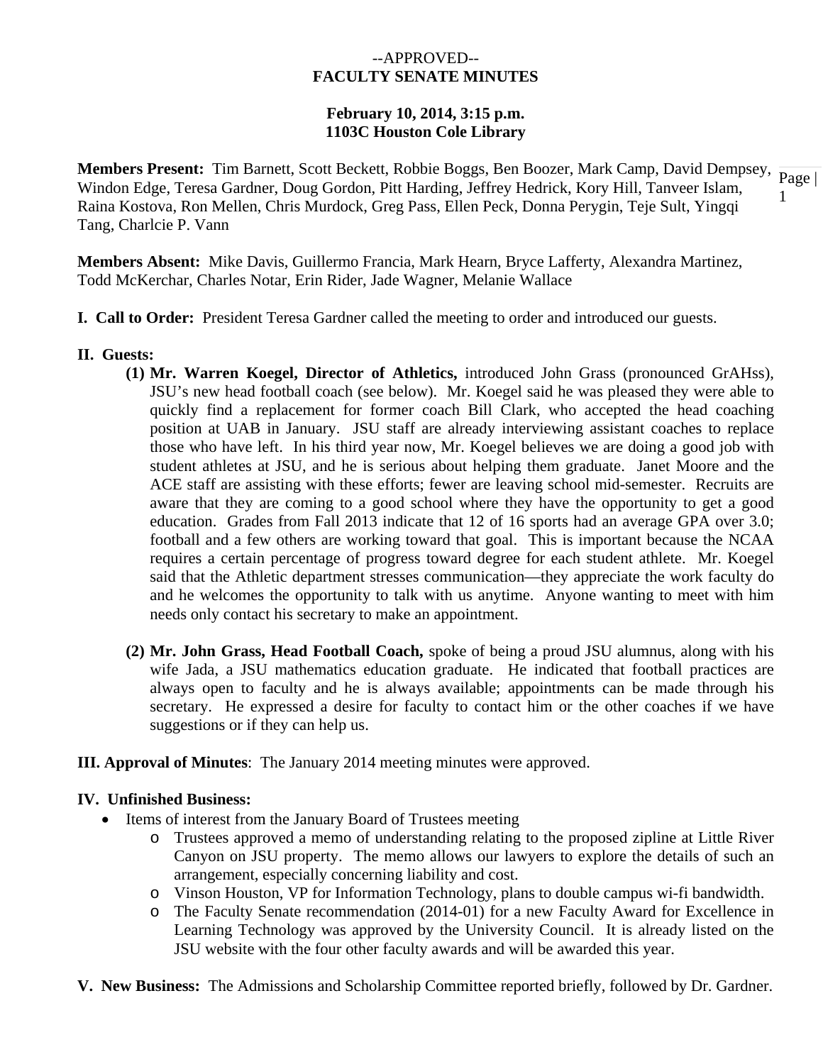--APPROVED--

# FACULTY SENATE MINUTES

**February 10, 2014, 3:15 p.m.**
**1103C Houston Cole Library**

**Members Present:** Tim Barnett, Scott Beckett, Robbie Boggs, Ben Boozer, Mark Camp, David Dempsey, Windon Edge, Teresa Gardner, Doug Gordon, Pitt Harding, Jeffrey Hedrick, Kory Hill, Tanveer Islam, Raina Kostova, Ron Mellen, Chris Murdock, Greg Pass, Ellen Peck, Donna Perygin, Teje Sult, Yingqi Tang, Charlcie P. Vann

**Members Absent:** Mike Davis, Guillermo Francia, Mark Hearn, Bryce Lafferty, Alexandra Martinez, Todd McKerchar, Charles Notar, Erin Rider, Jade Wagner, Melanie Wallace

**I. Call to Order:** President Teresa Gardner called the meeting to order and introduced our guests.

**II. Guests:**

(1) **Mr. Warren Koegel, Director of Athletics,** introduced John Grass (pronounced GrAHss), JSU's new head football coach (see below). Mr. Koegel said he was pleased they were able to quickly find a replacement for former coach Bill Clark, who accepted the head coaching position at UAB in January. JSU staff are already interviewing assistant coaches to replace those who have left. In his third year now, Mr. Koegel believes we are doing a good job with student athletes at JSU, and he is serious about helping them graduate. Janet Moore and the ACE staff are assisting with these efforts; fewer are leaving school mid-semester. Recruits are aware that they are coming to a good school where they have the opportunity to get a good education. Grades from Fall 2013 indicate that 12 of 16 sports had an average GPA over 3.0; football and a few others are working toward that goal. This is important because the NCAA requires a certain percentage of progress toward degree for each student athlete. Mr. Koegel said that the Athletic department stresses communication—they appreciate the work faculty do and he welcomes the opportunity to talk with us anytime. Anyone wanting to meet with him needs only contact his secretary to make an appointment.

(2) **Mr. John Grass, Head Football Coach,** spoke of being a proud JSU alumnus, along with his wife Jada, a JSU mathematics education graduate. He indicated that football practices are always open to faculty and he is always available; appointments can be made through his secretary. He expressed a desire for faculty to contact him or the other coaches if we have suggestions or if they can help us.

**III. Approval of Minutes**: The January 2014 meeting minutes were approved.

**IV. Unfinished Business:**

- Items of interest from the January Board of Trustees meeting
  - Trustees approved a memo of understanding relating to the proposed zipline at Little River Canyon on JSU property. The memo allows our lawyers to explore the details of such an arrangement, especially concerning liability and cost.
  - Vinson Houston, VP for Information Technology, plans to double campus wi-fi bandwidth.
  - The Faculty Senate recommendation (2014-01) for a new Faculty Award for Excellence in Learning Technology was approved by the University Council. It is already listed on the JSU website with the four other faculty awards and will be awarded this year.

**V. New Business:** The Admissions and Scholarship Committee reported briefly, followed by Dr. Gardner.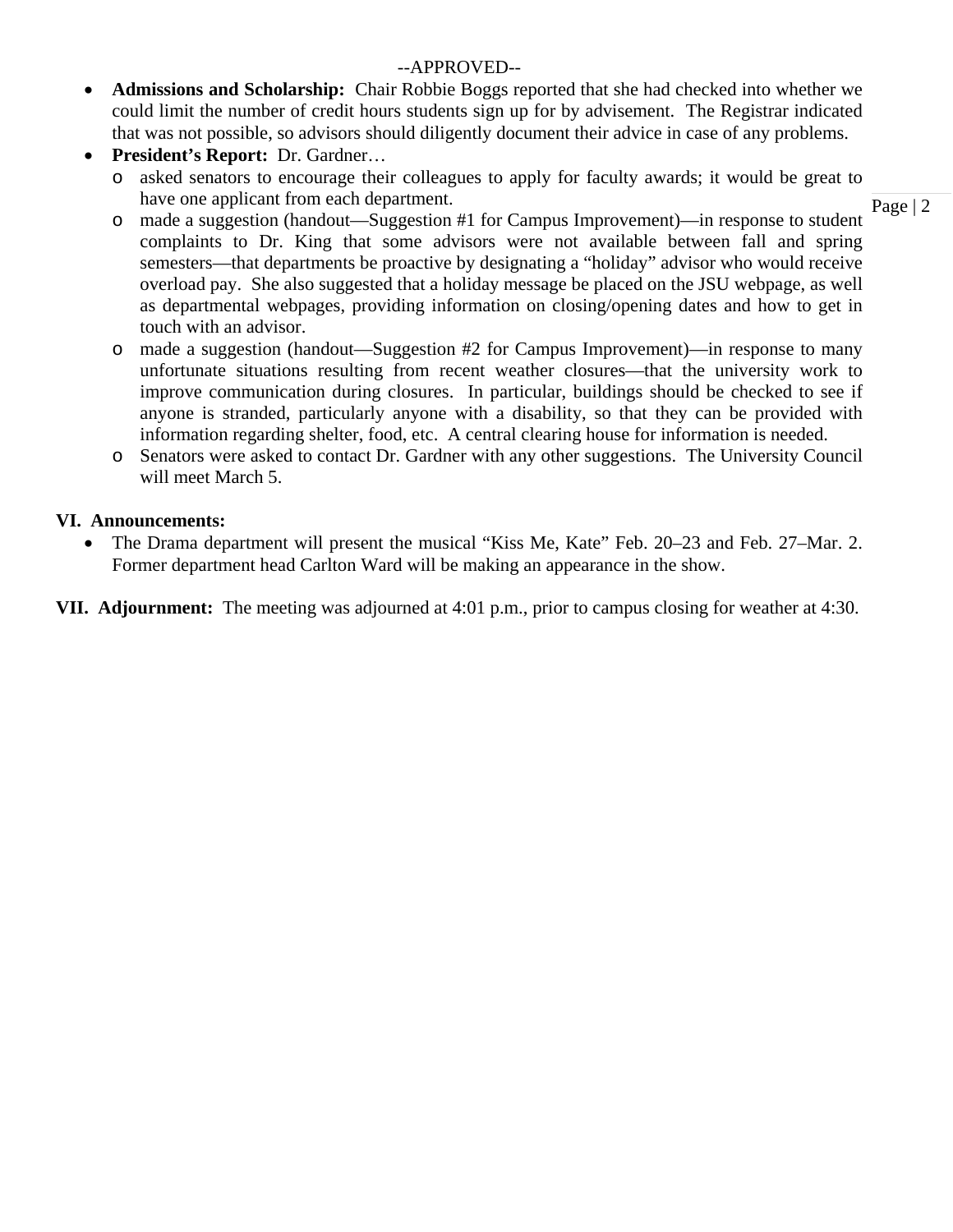--APPROVED--

- **Admissions and Scholarship:** Chair Robbie Boggs reported that she had checked into whether we could limit the number of credit hours students sign up for by advisement. The Registrar indicated that was not possible, so advisors should diligently document their advice in case of any problems.
- **President's Report:** Dr. Gardner…
  - asked senators to encourage their colleagues to apply for faculty awards; it would be great to have one applicant from each department.
  - made a suggestion (handout—Suggestion #1 for Campus Improvement)—in response to student complaints to Dr. King that some advisors were not available between fall and spring semesters—that departments be proactive by designating a "holiday" advisor who would receive overload pay. She also suggested that a holiday message be placed on the JSU webpage, as well as departmental webpages, providing information on closing/opening dates and how to get in touch with an advisor.
  - made a suggestion (handout—Suggestion #2 for Campus Improvement)—in response to many unfortunate situations resulting from recent weather closures—that the university work to improve communication during closures. In particular, buildings should be checked to see if anyone is stranded, particularly anyone with a disability, so that they can be provided with information regarding shelter, food, etc. A central clearing house for information is needed.
  - Senators were asked to contact Dr. Gardner with any other suggestions. The University Council will meet March 5.

**VI. Announcements:**

- The Drama department will present the musical "Kiss Me, Kate" Feb. 20–23 and Feb. 27–Mar. 2. Former department head Carlton Ward will be making an appearance in the show.

**VII. Adjournment:** The meeting was adjourned at 4:01 p.m., prior to campus closing for weather at 4:30.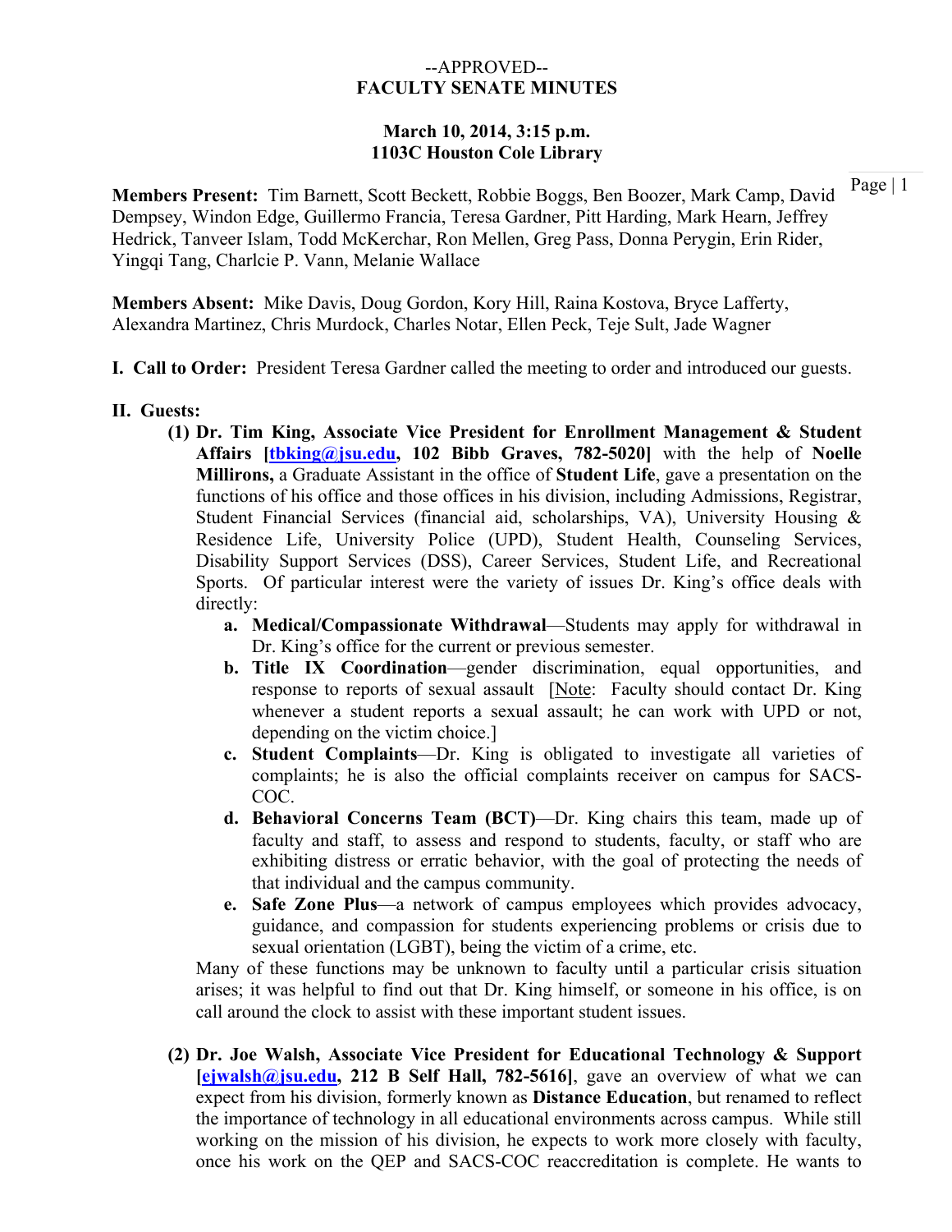--APPROVED--

**FACULTY SENATE MINUTES**

**March 10, 2014, 3:15 p.m.**
**1103C Houston Cole Library**

**Members Present:** Tim Barnett, Scott Beckett, Robbie Boggs, Ben Boozer, Mark Camp, David Dempsey, Windon Edge, Guillermo Francia, Teresa Gardner, Pitt Harding, Mark Hearn, Jeffrey Hedrick, Tanveer Islam, Todd McKerchar, Ron Mellen, Greg Pass, Donna Perygin, Erin Rider, Yingqi Tang, Charlcie P. Vann, Melanie Wallace

**Members Absent:** Mike Davis, Doug Gordon, Kory Hill, Raina Kostova, Bryce Lafferty, Alexandra Martinez, Chris Murdock, Charles Notar, Ellen Peck, Teje Sult, Jade Wagner

**I. Call to Order:** President Teresa Gardner called the meeting to order and introduced our guests.

**II. Guests:**

**(1) Dr. Tim King, Associate Vice President for Enrollment Management & Student Affairs [tbking@jsu.edu, 102 Bibb Graves, 782-5020]** with the help of **Noelle Millirons,** a Graduate Assistant in the office of **Student Life**, gave a presentation on the functions of his office and those offices in his division, including Admissions, Registrar, Student Financial Services (financial aid, scholarships, VA), University Housing & Residence Life, University Police (UPD), Student Health, Counseling Services, Disability Support Services (DSS), Career Services, Student Life, and Recreational Sports. Of particular interest were the variety of issues Dr. King's office deals with directly:

a. **Medical/Compassionate Withdrawal**—Students may apply for withdrawal in Dr. King's office for the current or previous semester.

b. **Title IX Coordination**—gender discrimination, equal opportunities, and response to reports of sexual assault [Note: Faculty should contact Dr. King whenever a student reports a sexual assault; he can work with UPD or not, depending on the victim choice.]

c. **Student Complaints**—Dr. King is obligated to investigate all varieties of complaints; he is also the official complaints receiver on campus for SACS-COC.

d. **Behavioral Concerns Team (BCT)**—Dr. King chairs this team, made up of faculty and staff, to assess and respond to students, faculty, or staff who are exhibiting distress or erratic behavior, with the goal of protecting the needs of that individual and the campus community.

e. **Safe Zone Plus**—a network of campus employees which provides advocacy, guidance, and compassion for students experiencing problems or crisis due to sexual orientation (LGBT), being the victim of a crime, etc.

Many of these functions may be unknown to faculty until a particular crisis situation arises; it was helpful to find out that Dr. King himself, or someone in his office, is on call around the clock to assist with these important student issues.

**(2) Dr. Joe Walsh, Associate Vice President for Educational Technology & Support [ejwalsh@jsu.edu, 212 B Self Hall, 782-5616]**, gave an overview of what we can expect from his division, formerly known as **Distance Education**, but renamed to reflect the importance of technology in all educational environments across campus. While still working on the mission of his division, he expects to work more closely with faculty, once his work on the QEP and SACS-COC reaccreditation is complete. He wants to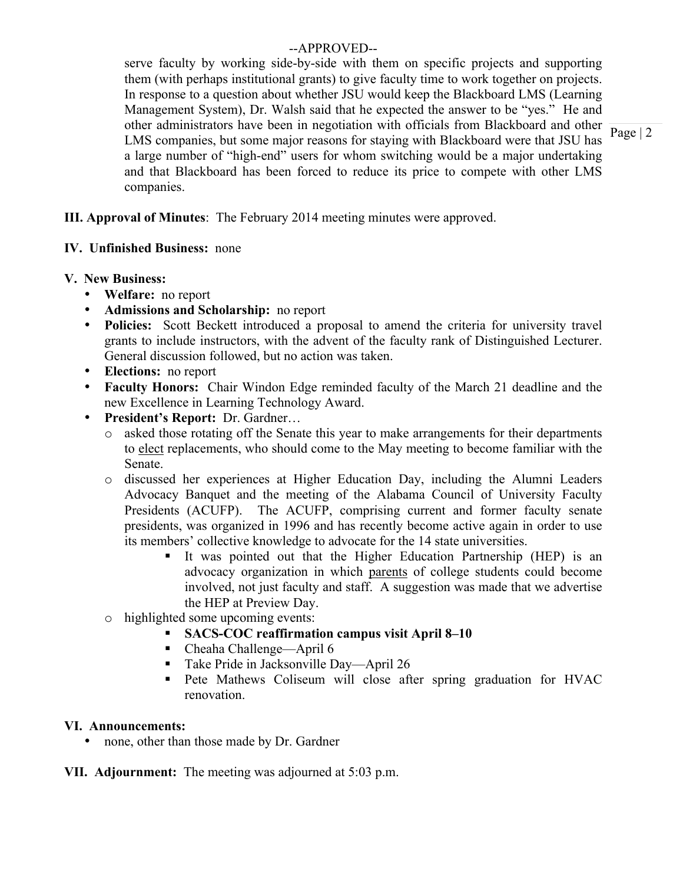--APPROVED--

serve faculty by working side-by-side with them on specific projects and supporting them (with perhaps institutional grants) to give faculty time to work together on projects. In response to a question about whether JSU would keep the Blackboard LMS (Learning Management System), Dr. Walsh said that he expected the answer to be "yes." He and other administrators have been in negotiation with officials from Blackboard and other LMS companies, but some major reasons for staying with Blackboard were that JSU has a large number of "high-end" users for whom switching would be a major undertaking and that Blackboard has been forced to reduce its price to compete with other LMS companies.

**III. Approval of Minutes**: The February 2014 meeting minutes were approved.

**IV. Unfinished Business:** none

**V. New Business:**

- **Welfare:** no report
- **Admissions and Scholarship:** no report
- **Policies:** Scott Beckett introduced a proposal to amend the criteria for university travel grants to include instructors, with the advent of the faculty rank of Distinguished Lecturer. General discussion followed, but no action was taken.
- **Elections:** no report
- **Faculty Honors:** Chair Windon Edge reminded faculty of the March 21 deadline and the new Excellence in Learning Technology Award.
- **President's Report:** Dr. Gardner…
  - asked those rotating off the Senate this year to make arrangements for their departments to <u>elect</u> replacements, who should come to the May meeting to become familiar with the Senate.
  - discussed her experiences at Higher Education Day, including the Alumni Leaders Advocacy Banquet and the meeting of the Alabama Council of University Faculty Presidents (ACUFP). The ACUFP, comprising current and former faculty senate presidents, was organized in 1996 and has recently become active again in order to use its members' collective knowledge to advocate for the 14 state universities.
    - It was pointed out that the Higher Education Partnership (HEP) is an advocacy organization in which <u>parents</u> of college students could become involved, not just faculty and staff. A suggestion was made that we advertise the HEP at Preview Day.
  - highlighted some upcoming events:
    - **SACS-COC reaffirmation campus visit April 8–10**
    - Cheaha Challenge—April 6
    - Take Pride in Jacksonville Day—April 26
    - Pete Mathews Coliseum will close after spring graduation for HVAC renovation.

**VI. Announcements:**

- none, other than those made by Dr. Gardner

**VII. Adjournment:** The meeting was adjourned at 5:03 p.m.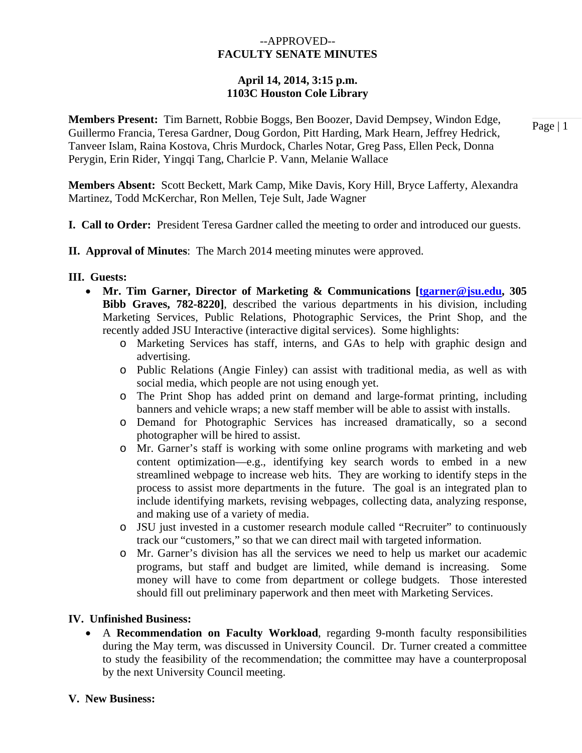--APPROVED--

# FACULTY SENATE MINUTES

**April 14, 2014, 3:15 p.m.**
**1103C Houston Cole Library**

**Members Present:** Tim Barnett, Robbie Boggs, Ben Boozer, David Dempsey, Windon Edge, Guillermo Francia, Teresa Gardner, Doug Gordon, Pitt Harding, Mark Hearn, Jeffrey Hedrick, Tanveer Islam, Raina Kostova, Chris Murdock, Charles Notar, Greg Pass, Ellen Peck, Donna Perygin, Erin Rider, Yingqi Tang, Charlcie P. Vann, Melanie Wallace

**Members Absent:** Scott Beckett, Mark Camp, Mike Davis, Kory Hill, Bryce Lafferty, Alexandra Martinez, Todd McKerchar, Ron Mellen, Teje Sult, Jade Wagner

**I. Call to Order:** President Teresa Gardner called the meeting to order and introduced our guests.

**II. Approval of Minutes**: The March 2014 meeting minutes were approved.

**III. Guests:**

- **Mr. Tim Garner, Director of Marketing & Communications [tgarner@jsu.edu, 305 Bibb Graves, 782-8220]**, described the various departments in his division, including Marketing Services, Public Relations, Photographic Services, the Print Shop, and the recently added JSU Interactive (interactive digital services). Some highlights:
    - Marketing Services has staff, interns, and GAs to help with graphic design and advertising.
    - Public Relations (Angie Finley) can assist with traditional media, as well as with social media, which people are not using enough yet.
    - The Print Shop has added print on demand and large-format printing, including banners and vehicle wraps; a new staff member will be able to assist with installs.
    - Demand for Photographic Services has increased dramatically, so a second photographer will be hired to assist.
    - Mr. Garner's staff is working with some online programs with marketing and web content optimization—e.g., identifying key search words to embed in a new streamlined webpage to increase web hits. They are working to identify steps in the process to assist more departments in the future. The goal is an integrated plan to include identifying markets, revising webpages, collecting data, analyzing response, and making use of a variety of media.
    - JSU just invested in a customer research module called "Recruiter" to continuously track our "customers," so that we can direct mail with targeted information.
    - Mr. Garner's division has all the services we need to help us market our academic programs, but staff and budget are limited, while demand is increasing. Some money will have to come from department or college budgets. Those interested should fill out preliminary paperwork and then meet with Marketing Services.

**IV. Unfinished Business:**

- A **Recommendation on Faculty Workload**, regarding 9-month faculty responsibilities during the May term, was discussed in University Council. Dr. Turner created a committee to study the feasibility of the recommendation; the committee may have a counterproposal by the next University Council meeting.

**V. New Business:**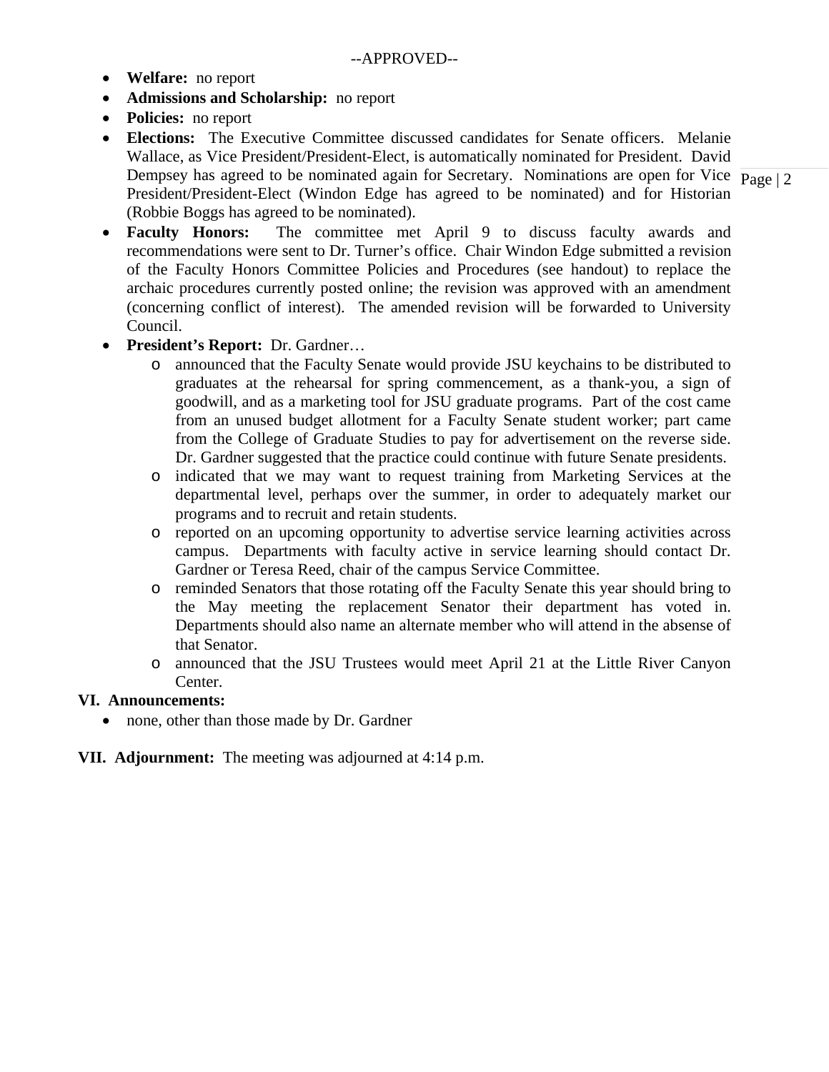--APPROVED--

- **Welfare:** no report
- **Admissions and Scholarship:** no report
- **Policies:** no report
- **Elections:** The Executive Committee discussed candidates for Senate officers. Melanie Wallace, as Vice President/President-Elect, is automatically nominated for President. David Dempsey has agreed to be nominated again for Secretary. Nominations are open for Vice President/President-Elect (Windon Edge has agreed to be nominated) and for Historian (Robbie Boggs has agreed to be nominated).
- **Faculty Honors:** The committee met April 9 to discuss faculty awards and recommendations were sent to Dr. Turner's office. Chair Windon Edge submitted a revision of the Faculty Honors Committee Policies and Procedures (see handout) to replace the archaic procedures currently posted online; the revision was approved with an amendment (concerning conflict of interest). The amended revision will be forwarded to University Council.
- **President's Report:** Dr. Gardner…
  - announced that the Faculty Senate would provide JSU keychains to be distributed to graduates at the rehearsal for spring commencement, as a thank-you, a sign of goodwill, and as a marketing tool for JSU graduate programs. Part of the cost came from an unused budget allotment for a Faculty Senate student worker; part came from the College of Graduate Studies to pay for advertisement on the reverse side. Dr. Gardner suggested that the practice could continue with future Senate presidents.
  - indicated that we may want to request training from Marketing Services at the departmental level, perhaps over the summer, in order to adequately market our programs and to recruit and retain students.
  - reported on an upcoming opportunity to advertise service learning activities across campus. Departments with faculty active in service learning should contact Dr. Gardner or Teresa Reed, chair of the campus Service Committee.
  - reminded Senators that those rotating off the Faculty Senate this year should bring to the May meeting the replacement Senator their department has voted in. Departments should also name an alternate member who will attend in the absense of that Senator.
  - announced that the JSU Trustees would meet April 21 at the Little River Canyon Center.

**VI. Announcements:**

- none, other than those made by Dr. Gardner

**VII. Adjournment:** The meeting was adjourned at 4:14 p.m.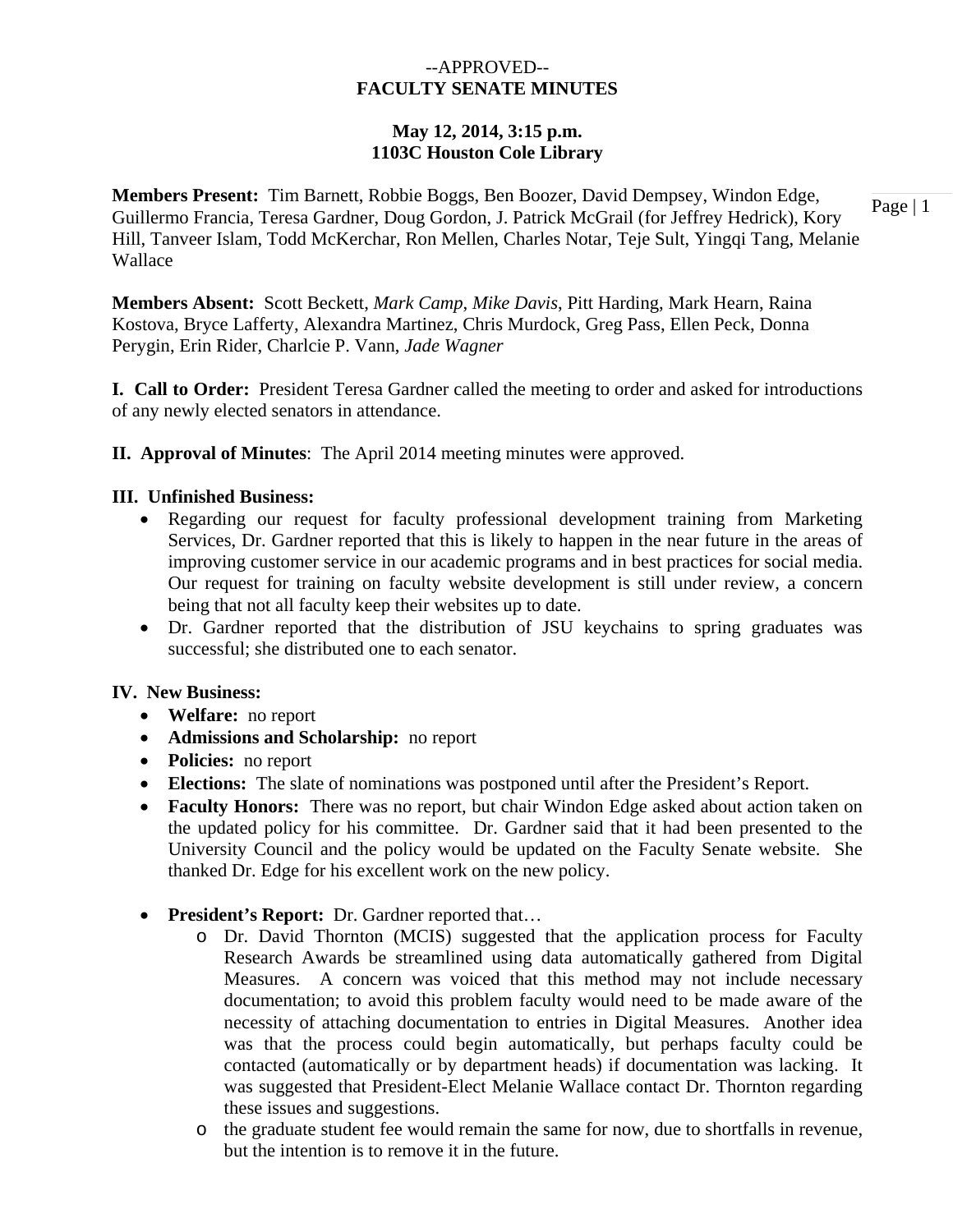--APPROVED--

**FACULTY SENATE MINUTES**

**May 12, 2014, 3:15 p.m.**
**1103C Houston Cole Library**

**Members Present:** Tim Barnett, Robbie Boggs, Ben Boozer, David Dempsey, Windon Edge, Guillermo Francia, Teresa Gardner, Doug Gordon, J. Patrick McGrail (for Jeffrey Hedrick), Kory Hill, Tanveer Islam, Todd McKerchar, Ron Mellen, Charles Notar, Teje Sult, Yingqi Tang, Melanie Wallace

**Members Absent:** Scott Beckett, *Mark Camp*, *Mike Davis*, Pitt Harding, Mark Hearn, Raina Kostova, Bryce Lafferty, Alexandra Martinez, Chris Murdock, Greg Pass, Ellen Peck, Donna Perygin, Erin Rider, Charlcie P. Vann, *Jade Wagner*

**I. Call to Order:** President Teresa Gardner called the meeting to order and asked for introductions of any newly elected senators in attendance.

**II. Approval of Minutes**: The April 2014 meeting minutes were approved.

**III. Unfinished Business:**

- Regarding our request for faculty professional development training from Marketing Services, Dr. Gardner reported that this is likely to happen in the near future in the areas of improving customer service in our academic programs and in best practices for social media. Our request for training on faculty website development is still under review, a concern being that not all faculty keep their websites up to date.
- Dr. Gardner reported that the distribution of JSU keychains to spring graduates was successful; she distributed one to each senator.

**IV. New Business:**

- **Welfare:** no report
- **Admissions and Scholarship:** no report
- **Policies:** no report
- **Elections:** The slate of nominations was postponed until after the President's Report.
- **Faculty Honors:** There was no report, but chair Windon Edge asked about action taken on the updated policy for his committee. Dr. Gardner said that it had been presented to the University Council and the policy would be updated on the Faculty Senate website. She thanked Dr. Edge for his excellent work on the new policy.

- **President's Report:** Dr. Gardner reported that…
  - Dr. David Thornton (MCIS) suggested that the application process for Faculty Research Awards be streamlined using data automatically gathered from Digital Measures. A concern was voiced that this method may not include necessary documentation; to avoid this problem faculty would need to be made aware of the necessity of attaching documentation to entries in Digital Measures. Another idea was that the process could begin automatically, but perhaps faculty could be contacted (automatically or by department heads) if documentation was lacking. It was suggested that President-Elect Melanie Wallace contact Dr. Thornton regarding these issues and suggestions.
  - the graduate student fee would remain the same for now, due to shortfalls in revenue, but the intention is to remove it in the future.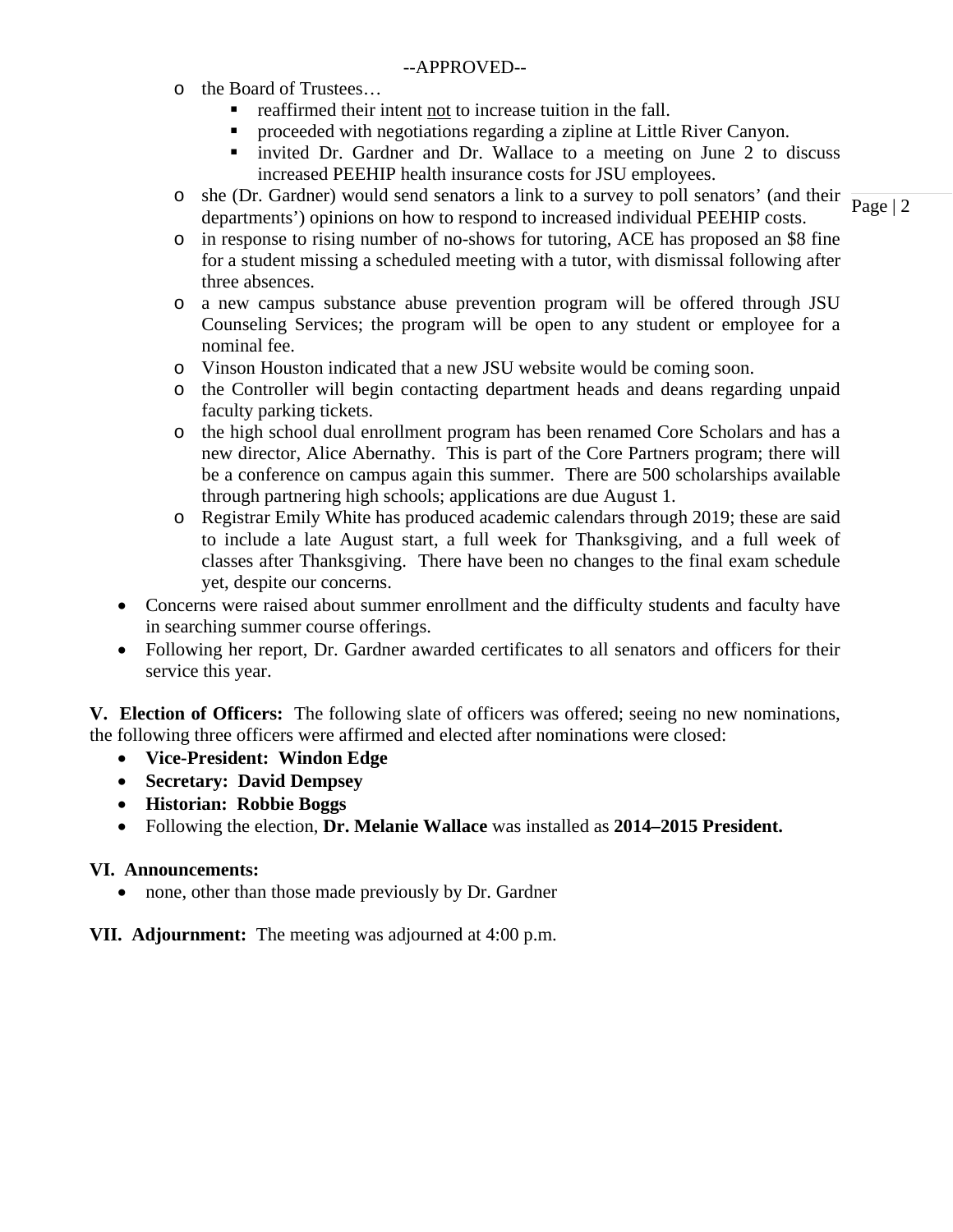--APPROVED--

- the Board of Trustees…
  - reaffirmed their intent not to increase tuition in the fall.
  - proceeded with negotiations regarding a zipline at Little River Canyon.
  - invited Dr. Gardner and Dr. Wallace to a meeting on June 2 to discuss increased PEEHIP health insurance costs for JSU employees.
- she (Dr. Gardner) would send senators a link to a survey to poll senators' (and their departments') opinions on how to respond to increased individual PEEHIP costs.
- in response to rising number of no-shows for tutoring, ACE has proposed an $8 fine for a student missing a scheduled meeting with a tutor, with dismissal following after three absences.
- a new campus substance abuse prevention program will be offered through JSU Counseling Services; the program will be open to any student or employee for a nominal fee.
- Vinson Houston indicated that a new JSU website would be coming soon.
- the Controller will begin contacting department heads and deans regarding unpaid faculty parking tickets.
- the high school dual enrollment program has been renamed Core Scholars and has a new director, Alice Abernathy. This is part of the Core Partners program; there will be a conference on campus again this summer. There are 500 scholarships available through partnering high schools; applications are due August 1.
- Registrar Emily White has produced academic calendars through 2019; these are said to include a late August start, a full week for Thanksgiving, and a full week of classes after Thanksgiving. There have been no changes to the final exam schedule yet, despite our concerns.

- Concerns were raised about summer enrollment and the difficulty students and faculty have in searching summer course offerings.
- Following her report, Dr. Gardner awarded certificates to all senators and officers for their service this year.

**V. Election of Officers:** The following slate of officers was offered; seeing no new nominations, the following three officers were affirmed and elected after nominations were closed:

- **Vice-President: Windon Edge**
- **Secretary: David Dempsey**
- **Historian: Robbie Boggs**
- Following the election, **Dr. Melanie Wallace** was installed as **2014–2015 President.**

**VI. Announcements:**

- none, other than those made previously by Dr. Gardner

**VII. Adjournment:** The meeting was adjourned at 4:00 p.m.